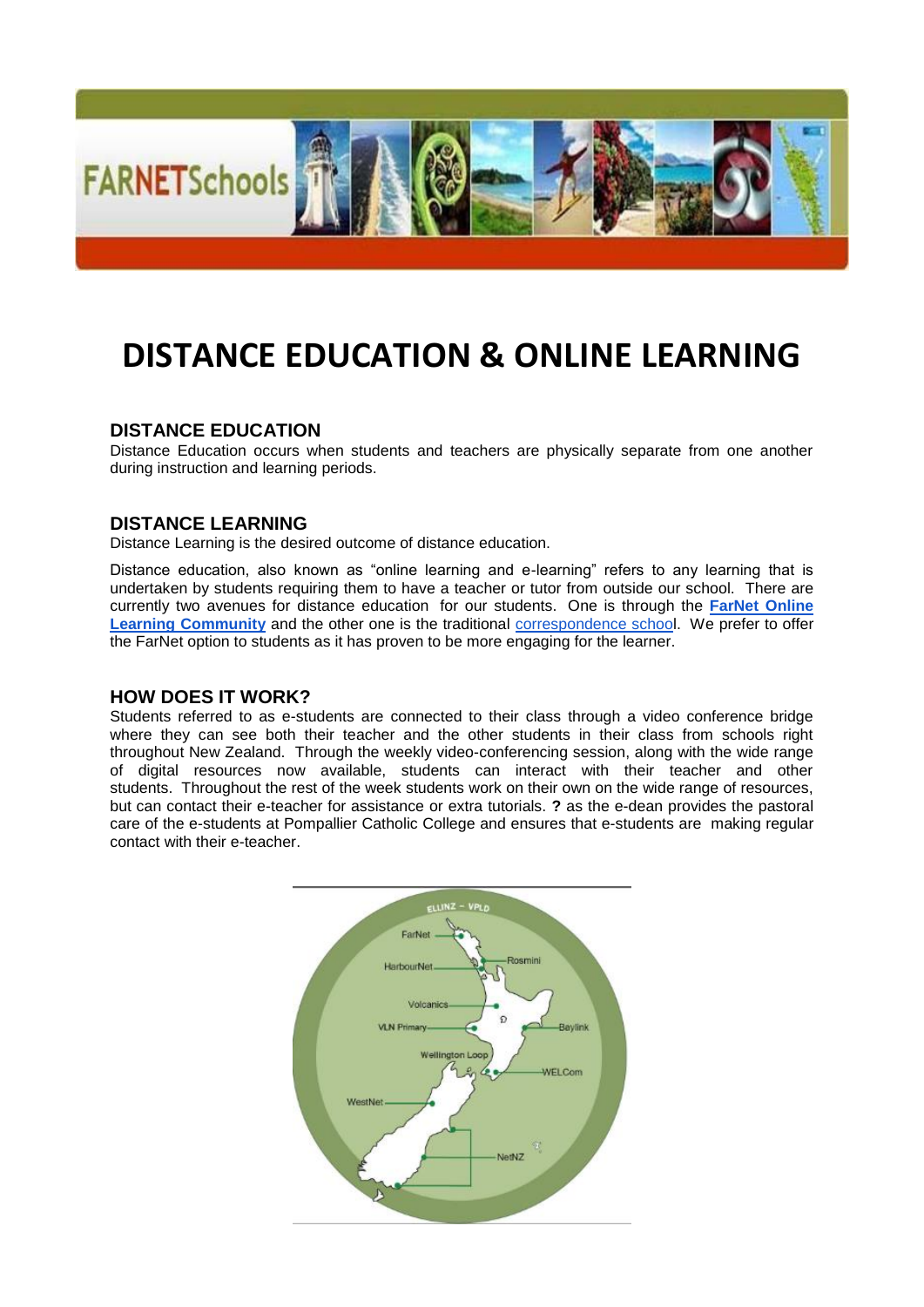# DISTANCE EDUCATION & ONLINE LEARNING

## DISTANCE EDUCATION

Distance Education occurs when students and teachers are physically separate from one another during instruction and learning periods.

## DISTANCE LEARNING

Distance Learning is the desired outcome of distance education.

Distance education, also known as "online learning and e-learning" refers to any learning that is undertaken by students requiring them to have a teacher or tutor from outside our school. There are currently two avenues for distance education for our students. One is through the **FarNet Online Learning Community** and the other one is the traditional correspondence school. We prefer to offer the FarNet option to students as it has proven to be more engaging for the learner.

## HOW DOES IT WORK?

Students referred to as e-students are connected to their class through a video conference bridge where they can see both their teacher and the other students in their class from schools right throughout New Zealand. Through the weekly video-conferencing session, along with the wide range of digital resources now available, students can interact with their teacher and other students. Throughout the rest of the week students work on their own on the wide range of resources, but can contact their e-teacher for assistance or extra tutorials. **?** as the e-dean provides the pastoral care of the e-students at Pompallier Catholic College and ensures that e-students are making regular contact with their e-teacher.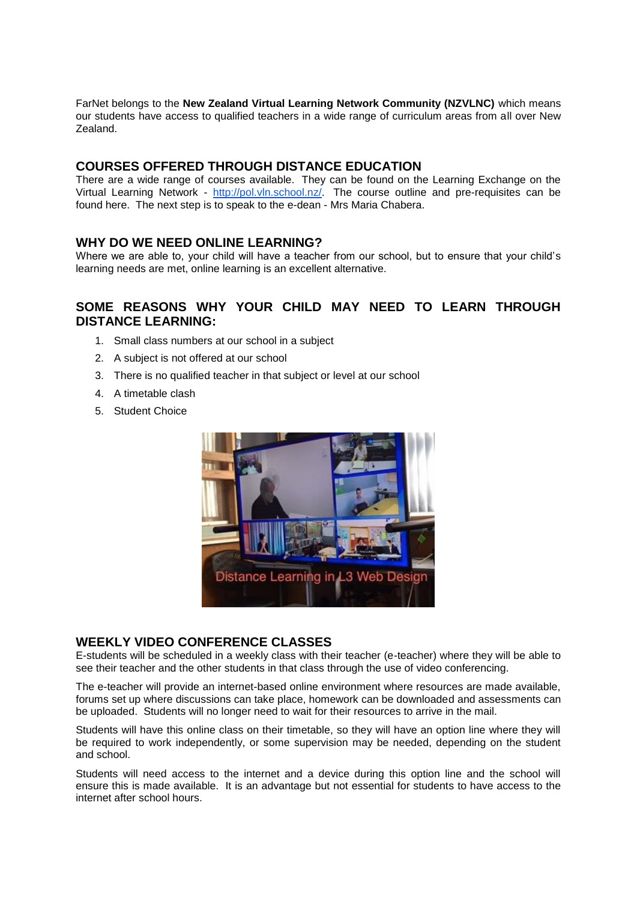FarNet belongs to the **New Zealand Virtual Learning Network Community (NZVLNC)** which means our students have access to qualified teachers in a wide range of curriculum areas from all over New Zealand.

## COURSES OFFERED THROUGH DISTANCE EDUCATION

There are a wide range of courses available. They can be found on the Learning Exchange on the Virtual Learning Network - http://pol.vln.school.nz/. The course outline and pre-requisites can be found here. The next step is to speak to the e-dean - Mrs Maria Chabera.

## WHY DO WE NEED ONLINE LEARNING?

Where we are able to, your child will have a teacher from our school, but to ensure that your child's learning needs are met, online learning is an excellent alternative.

## SOME REASONS WHY YOUR CHILD MAY NEED TO LEARN THROUGH DISTANCE LEARNING:

1. Small class numbers at our school in a subject
2. A subject is not offered at our school
3. There is no qualified teacher in that subject or level at our school
4. A timetable clash
5. Student Choice

## WEEKLY VIDEO CONFERENCE CLASSES

E-students will be scheduled in a weekly class with their teacher (e-teacher) where they will be able to see their teacher and the other students in that class through the use of video conferencing.

The e-teacher will provide an internet-based online environment where resources are made available, forums set up where discussions can take place, homework can be downloaded and assessments can be uploaded. Students will no longer need to wait for their resources to arrive in the mail.

Students will have this online class on their timetable, so they will have an option line where they will be required to work independently, or some supervision may be needed, depending on the student and school.

Students will need access to the internet and a device during this option line and the school will ensure this is made available. It is an advantage but not essential for students to have access to the internet after school hours.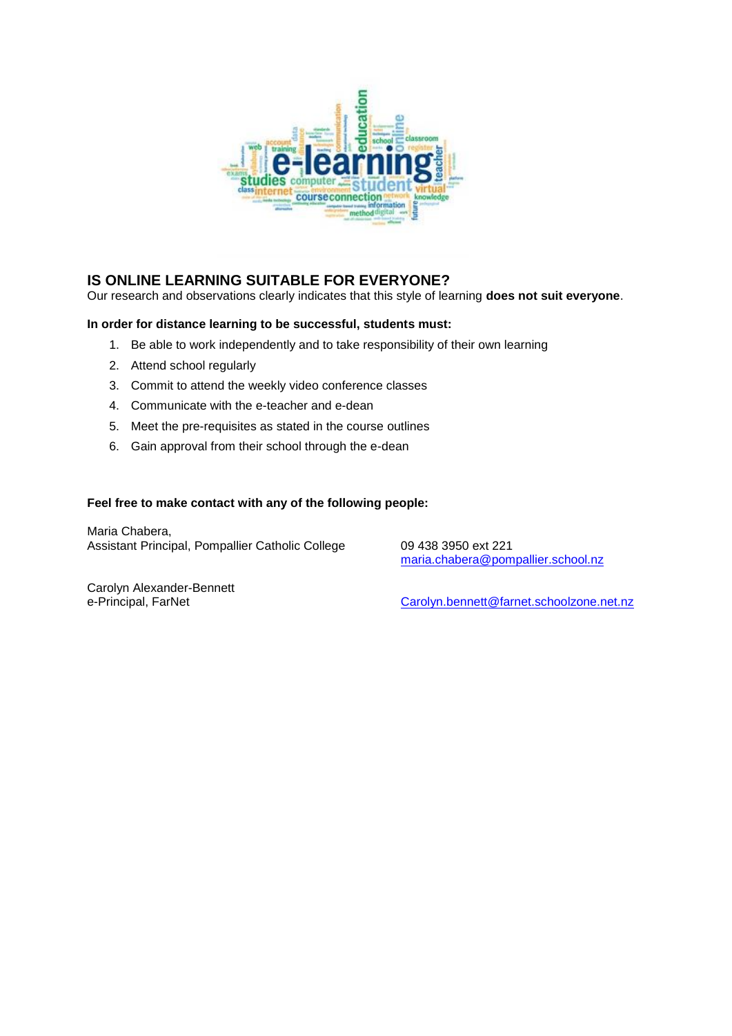## IS ONLINE LEARNING SUITABLE FOR EVERYONE?

Our research and observations clearly indicates that this style of learning **does not suit everyone**.

**In order for distance learning to be successful, students must:**

1. Be able to work independently and to take responsibility of their own learning
2. Attend school regularly
3. Commit to attend the weekly video conference classes
4. Communicate with the e-teacher and e-dean
5. Meet the pre-requisites as stated in the course outlines
6. Gain approval from their school through the e-dean

**Feel free to make contact with any of the following people:**

Maria Chabera,
Assistant Principal, Pompallier Catholic College
09 438 3950 ext 221
maria.chabera@pompallier.school.nz

Carolyn Alexander-Bennett
e-Principal, FarNet
Carolyn.bennett@farnet.schoolzone.net.nz